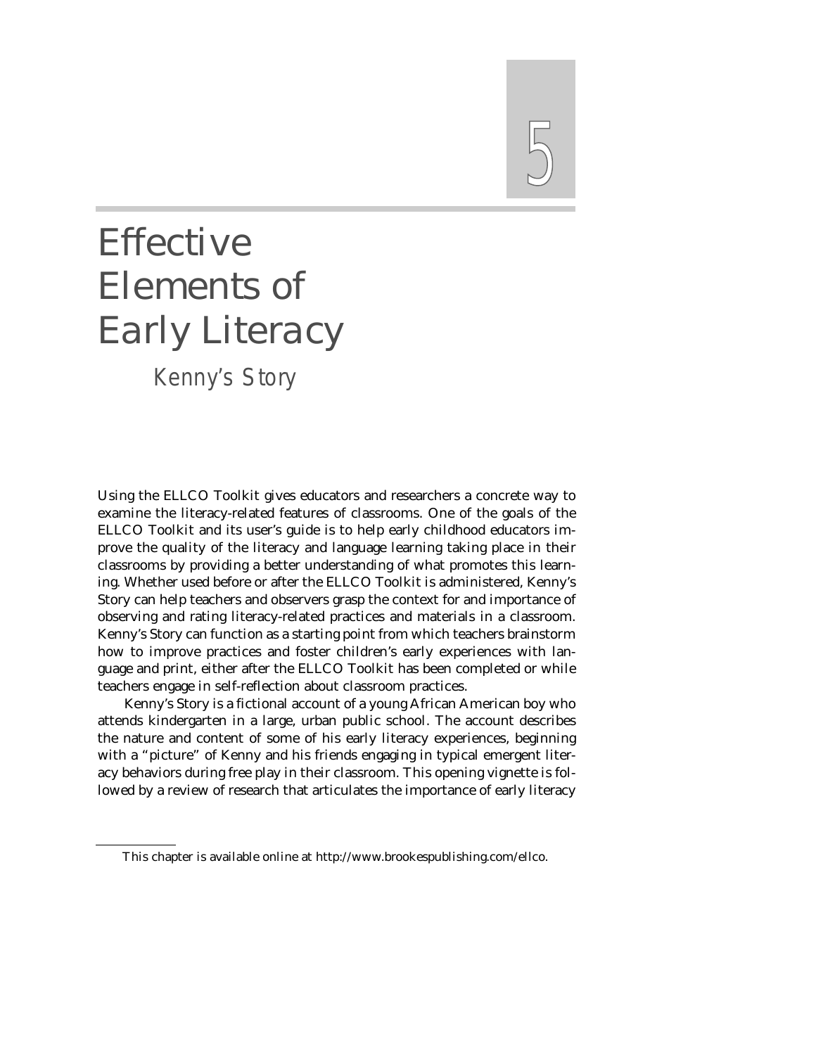# 5

# Effective Elements of Early Literacy

## Kenny's Story

Using the ELLCO Toolkit gives educators and researchers a concrete way to examine the literacy-related features of classrooms. One of the goals of the ELLCO Toolkit and its user's guide is to help early childhood educators improve the quality of the literacy and language learning taking place in their classrooms by providing a better understanding of what promotes this learning. Whether used before or after the ELLCO Toolkit is administered, Kenny's Story can help teachers and observers grasp the context for and importance of observing and rating literacy-related practices and materials in a classroom. Kenny's Story can function as a starting point from which teachers brainstorm how to improve practices and foster children's early experiences with language and print, either after the ELLCO Toolkit has been completed or while teachers engage in self-reflection about classroom practices.

Kenny's Story is a fictional account of a young African American boy who attends kindergarten in a large, urban public school. The account describes the nature and content of some of his early literacy experiences, beginning with a "picture" of Kenny and his friends engaging in typical emergent literacy behaviors during free play in their classroom. This opening vignette is followed by a review of research that articulates the importance of early literacy

---

This chapter is available online at http://www.brookespublishing.com/ellco.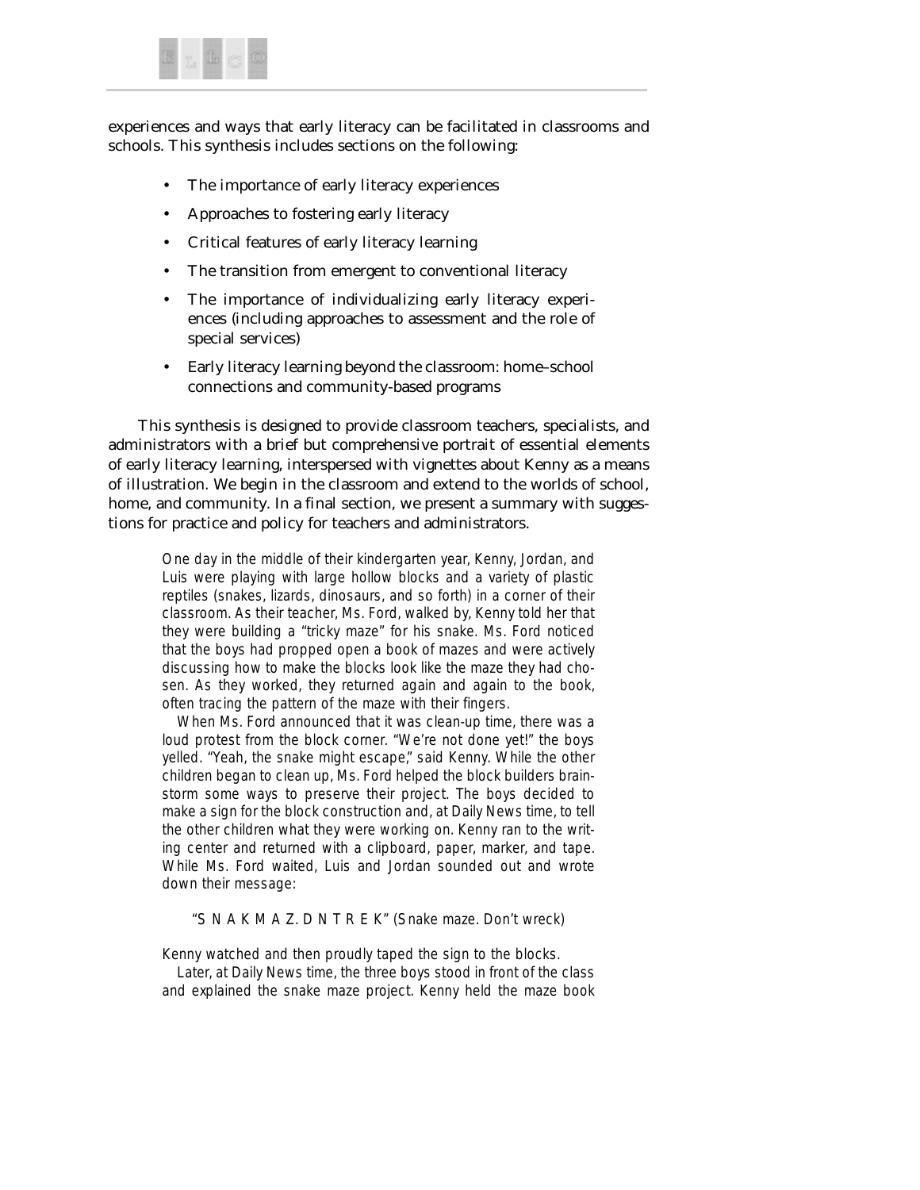experiences and ways that early literacy can be facilitated in classrooms and schools. This synthesis includes sections on the following:

- The importance of early literacy experiences
- Approaches to fostering early literacy
- Critical features of early literacy learning
- The transition from emergent to conventional literacy
- The importance of individualizing early literacy experiences (including approaches to assessment and the role of special services)
- Early literacy learning beyond the classroom: home–school connections and community-based programs

This synthesis is designed to provide classroom teachers, specialists, and administrators with a brief but comprehensive portrait of essential elements of early literacy learning, interspersed with vignettes about Kenny as a means of illustration. We begin in the classroom and extend to the worlds of school, home, and community. In a final section, we present a summary with suggestions for practice and policy for teachers and administrators.

> One day in the middle of their kindergarten year, Kenny, Jordan, and Luis were playing with large hollow blocks and a variety of plastic reptiles (snakes, lizards, dinosaurs, and so forth) in a corner of their classroom. As their teacher, Ms. Ford, walked by, Kenny told her that they were building a "tricky maze" for his snake. Ms. Ford noticed that the boys had propped open a book of mazes and were actively discussing how to make the blocks look like the maze they had chosen. As they worked, they returned again and again to the book, often tracing the pattern of the maze with their fingers.
>
> When Ms. Ford announced that it was clean-up time, there was a loud protest from the block corner. "We're not done yet!" the boys yelled. "Yeah, the snake might escape," said Kenny. While the other children began to clean up, Ms. Ford helped the block builders brainstorm some ways to preserve their project. The boys decided to make a sign for the block construction and, at Daily News time, to tell the other children what they were working on. Kenny ran to the writing center and returned with a clipboard, paper, marker, and tape. While Ms. Ford waited, Luis and Jordan sounded out and wrote down their message:
>
> "S N A K M A Z. D N T R E K" (Snake maze. Don't wreck)
>
> Kenny watched and then proudly taped the sign to the blocks.
>
> Later, at Daily News time, the three boys stood in front of the class and explained the snake maze project. Kenny held the maze book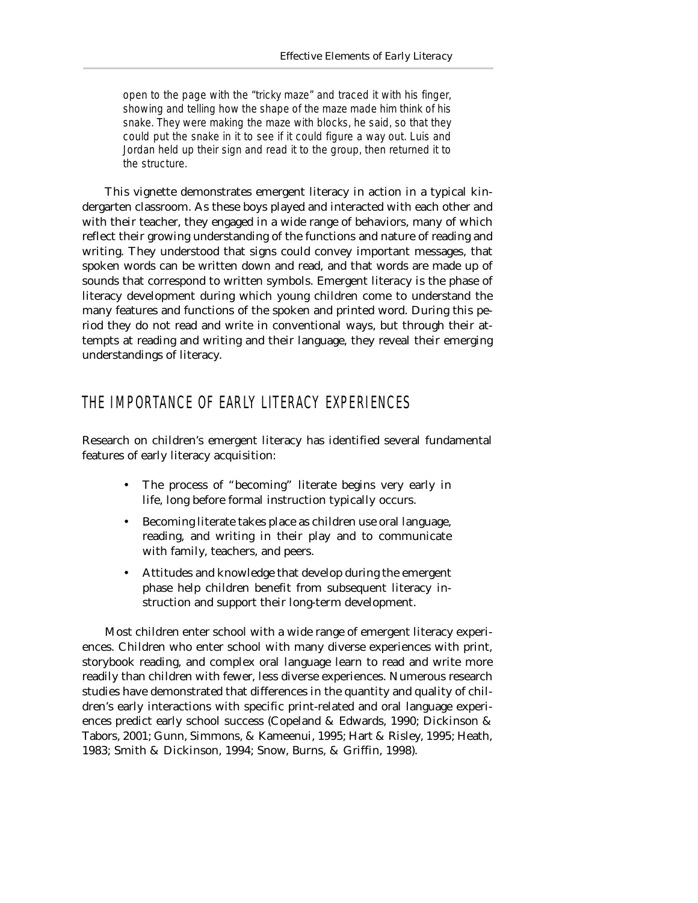*open to the page with the "tricky maze" and traced it with his finger, showing and telling how the shape of the maze made him think of his snake. They were making the maze with blocks, he said, so that they could put the snake in it to see if it could figure a way out. Luis and Jordan held up their sign and read it to the group, then returned it to the structure.*

This vignette demonstrates emergent literacy in action in a typical kindergarten classroom. As these boys played and interacted with each other and with their teacher, they engaged in a wide range of behaviors, many of which reflect their growing understanding of the functions and nature of reading and writing. They understood that signs could convey important messages, that spoken words can be written down and read, and that words are made up of sounds that correspond to written symbols. Emergent literacy is the phase of literacy development during which young children come to understand the many features and functions of the spoken and printed word. During this period they do not read and write in conventional ways, but through their attempts at reading and writing and their language, they reveal their emerging understandings of literacy.

## THE IMPORTANCE OF EARLY LITERACY EXPERIENCES

Research on children's emergent literacy has identified several fundamental features of early literacy acquisition:

- The process of "becoming" literate begins very early in life, long before formal instruction typically occurs.
- Becoming literate takes place as children use oral language, reading, and writing in their play and to communicate with family, teachers, and peers.
- Attitudes and knowledge that develop during the emergent phase help children benefit from subsequent literacy instruction and support their long-term development.

Most children enter school with a wide range of emergent literacy experiences. Children who enter school with many diverse experiences with print, storybook reading, and complex oral language learn to read and write more readily than children with fewer, less diverse experiences. Numerous research studies have demonstrated that differences in the quantity and quality of children's early interactions with specific print-related and oral language experiences predict early school success (Copeland & Edwards, 1990; Dickinson & Tabors, 2001; Gunn, Simmons, & Kameenui, 1995; Hart & Risley, 1995; Heath, 1983; Smith & Dickinson, 1994; Snow, Burns, & Griffin, 1998).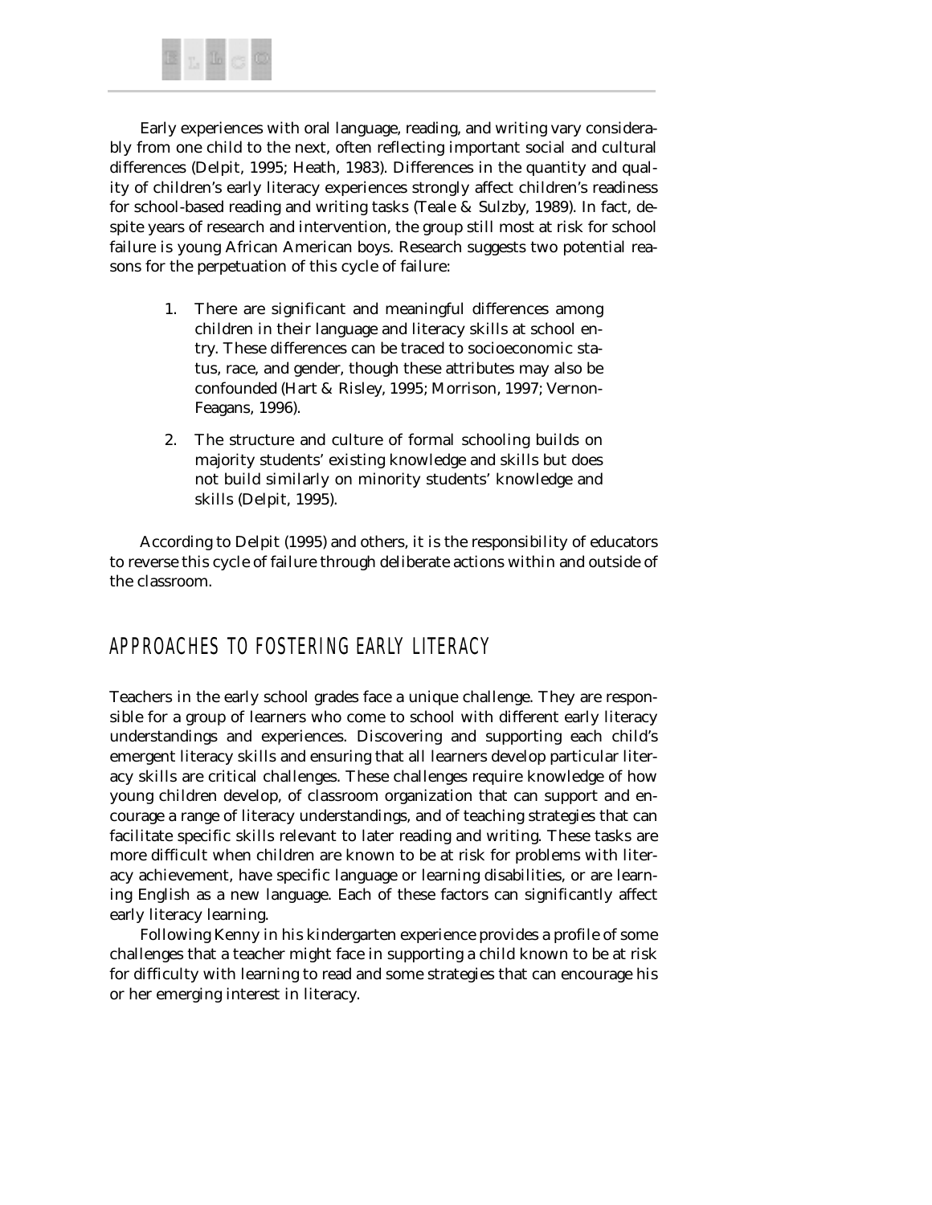Early experiences with oral language, reading, and writing vary considerably from one child to the next, often reflecting important social and cultural differences (Delpit, 1995; Heath, 1983). Differences in the quantity and quality of children's early literacy experiences strongly affect children's readiness for school-based reading and writing tasks (Teale & Sulzby, 1989). In fact, despite years of research and intervention, the group still most at risk for school failure is young African American boys. Research suggests two potential reasons for the perpetuation of this cycle of failure:

1. There are significant and meaningful differences among children in their language and literacy skills at school entry. These differences can be traced to socioeconomic status, race, and gender, though these attributes may also be confounded (Hart & Risley, 1995; Morrison, 1997; Vernon-Feagans, 1996).

2. The structure and culture of formal schooling builds on majority students' existing knowledge and skills but does not build similarly on minority students' knowledge and skills (Delpit, 1995).

According to Delpit (1995) and others, it is the responsibility of educators to reverse this cycle of failure through deliberate actions within and outside of the classroom.

## APPROACHES TO FOSTERING EARLY LITERACY

Teachers in the early school grades face a unique challenge. They are responsible for a group of learners who come to school with different early literacy understandings and experiences. Discovering and supporting each child's emergent literacy skills and ensuring that all learners develop particular literacy skills are critical challenges. These challenges require knowledge of how young children develop, of classroom organization that can support and encourage a range of literacy understandings, and of teaching strategies that can facilitate specific skills relevant to later reading and writing. These tasks are more difficult when children are known to be at risk for problems with literacy achievement, have specific language or learning disabilities, or are learning English as a new language. Each of these factors can significantly affect early literacy learning.

Following Kenny in his kindergarten experience provides a profile of some challenges that a teacher might face in supporting a child known to be at risk for difficulty with learning to read and some strategies that can encourage his or her emerging interest in literacy.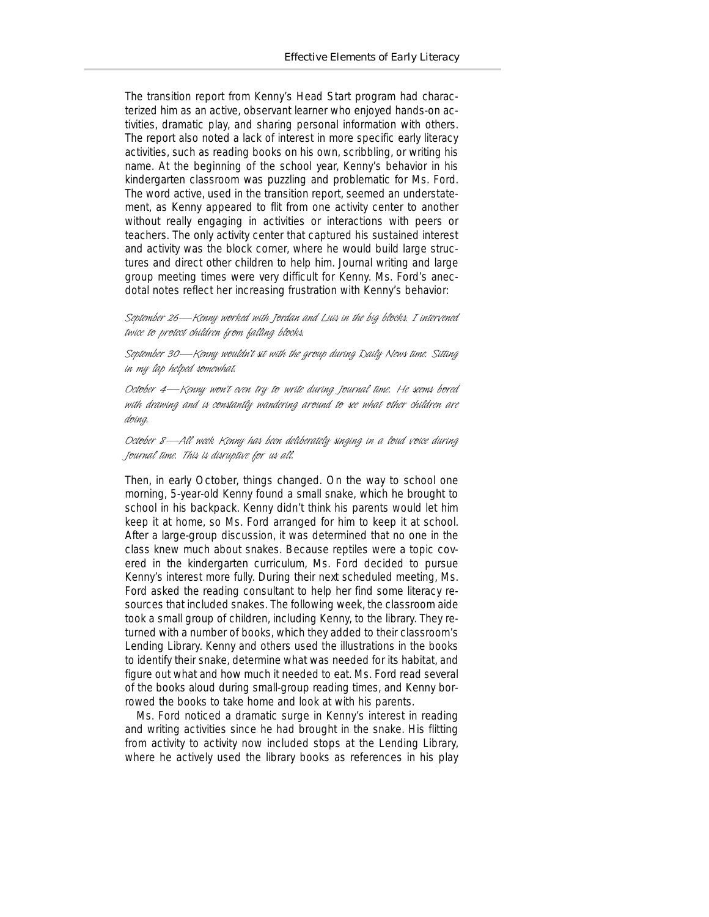The transition report from Kenny's Head Start program had characterized him as an active, observant learner who enjoyed hands-on activities, dramatic play, and sharing personal information with others. The report also noted a lack of interest in more specific early literacy activities, such as reading books on his own, scribbling, or writing his name. At the beginning of the school year, Kenny's behavior in his kindergarten classroom was puzzling and problematic for Ms. Ford. The word active, used in the transition report, seemed an understatement, as Kenny appeared to flit from one activity center to another without really engaging in activities or interactions with peers or teachers. The only activity center that captured his sustained interest and activity was the block corner, where he would build large structures and direct other children to help him. Journal writing and large group meeting times were very difficult for Kenny. Ms. Ford's anecdotal notes reflect her increasing frustration with Kenny's behavior:

*September 26—Kenny worked with Jordan and Luis in the big blocks. I intervened twice to protect children from falling blocks.*

*September 30—Kenny wouldn't sit with the group during Daily News time. Sitting in my lap helped somewhat.*

*October 4—Kenny won't even try to write during Journal time. He seems bored with drawing and is constantly wandering around to see what other children are doing.*

*October 8—All week Kenny has been deliberately singing in a loud voice during Journal time. This is disruptive for us all.*

Then, in early October, things changed. On the way to school one morning, 5-year-old Kenny found a small snake, which he brought to school in his backpack. Kenny didn't think his parents would let him keep it at home, so Ms. Ford arranged for him to keep it at school. After a large-group discussion, it was determined that no one in the class knew much about snakes. Because reptiles were a topic covered in the kindergarten curriculum, Ms. Ford decided to pursue Kenny's interest more fully. During their next scheduled meeting, Ms. Ford asked the reading consultant to help her find some literacy resources that included snakes. The following week, the classroom aide took a small group of children, including Kenny, to the library. They returned with a number of books, which they added to their classroom's Lending Library. Kenny and others used the illustrations in the books to identify their snake, determine what was needed for its habitat, and figure out what and how much it needed to eat. Ms. Ford read several of the books aloud during small-group reading times, and Kenny borrowed the books to take home and look at with his parents.

Ms. Ford noticed a dramatic surge in Kenny's interest in reading and writing activities since he had brought in the snake. His flitting from activity to activity now included stops at the Lending Library, where he actively used the library books as references in his play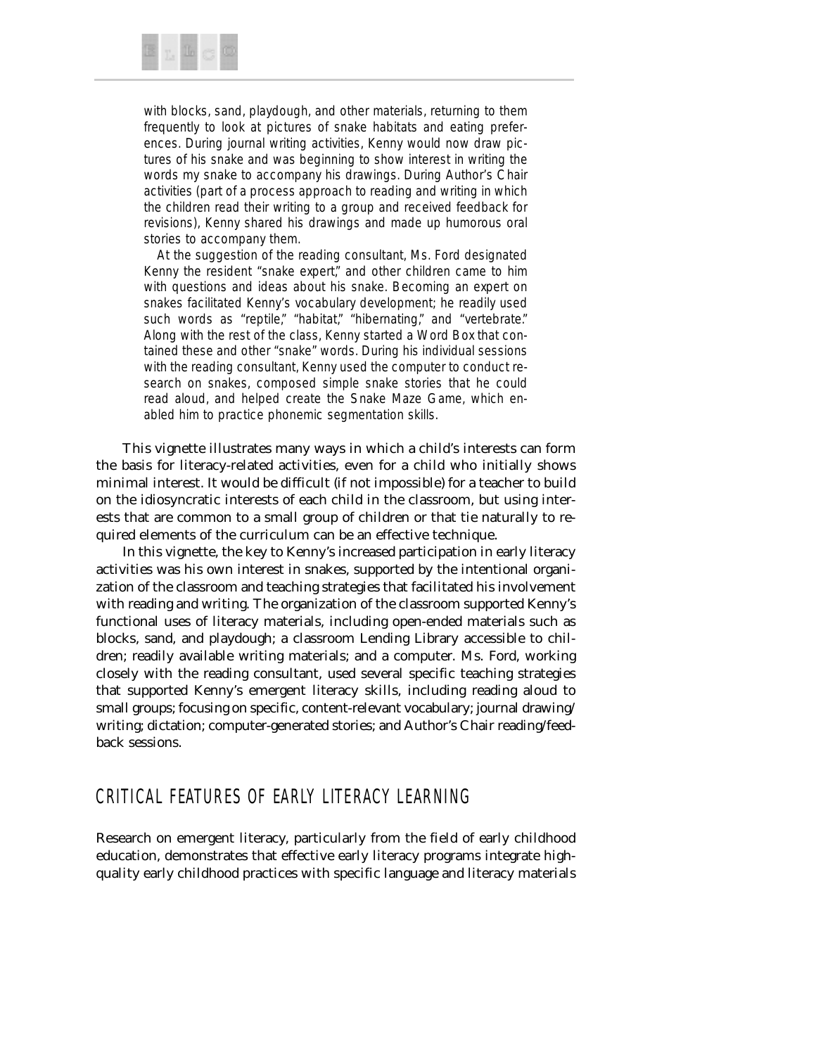with blocks, sand, playdough, and other materials, returning to them frequently to look at pictures of snake habitats and eating preferences. During journal writing activities, Kenny would now draw pictures of his snake and was beginning to show interest in writing the words my snake to accompany his drawings. During Author's Chair activities (part of a process approach to reading and writing in which the children read their writing to a group and received feedback for revisions), Kenny shared his drawings and made up humorous oral stories to accompany them.

At the suggestion of the reading consultant, Ms. Ford designated Kenny the resident "snake expert," and other children came to him with questions and ideas about his snake. Becoming an expert on snakes facilitated Kenny's vocabulary development; he readily used such words as "reptile," "habitat," "hibernating," and "vertebrate." Along with the rest of the class, Kenny started a Word Box that contained these and other "snake" words. During his individual sessions with the reading consultant, Kenny used the computer to conduct research on snakes, composed simple snake stories that he could read aloud, and helped create the Snake Maze Game, which enabled him to practice phonemic segmentation skills.

This vignette illustrates many ways in which a child's interests can form the basis for literacy-related activities, even for a child who initially shows minimal interest. It would be difficult (if not impossible) for a teacher to build on the idiosyncratic interests of each child in the classroom, but using interests that are common to a small group of children or that tie naturally to required elements of the curriculum can be an effective technique.

In this vignette, the key to Kenny's increased participation in early literacy activities was his own interest in snakes, supported by the intentional organization of the classroom and teaching strategies that facilitated his involvement with reading and writing. The organization of the classroom supported Kenny's functional uses of literacy materials, including open-ended materials such as blocks, sand, and playdough; a classroom Lending Library accessible to children; readily available writing materials; and a computer. Ms. Ford, working closely with the reading consultant, used several specific teaching strategies that supported Kenny's emergent literacy skills, including reading aloud to small groups; focusing on specific, content-relevant vocabulary; journal drawing/writing; dictation; computer-generated stories; and Author's Chair reading/feedback sessions.

## CRITICAL FEATURES OF EARLY LITERACY LEARNING

Research on emergent literacy, particularly from the field of early childhood education, demonstrates that effective early literacy programs integrate high-quality early childhood practices with specific language and literacy materials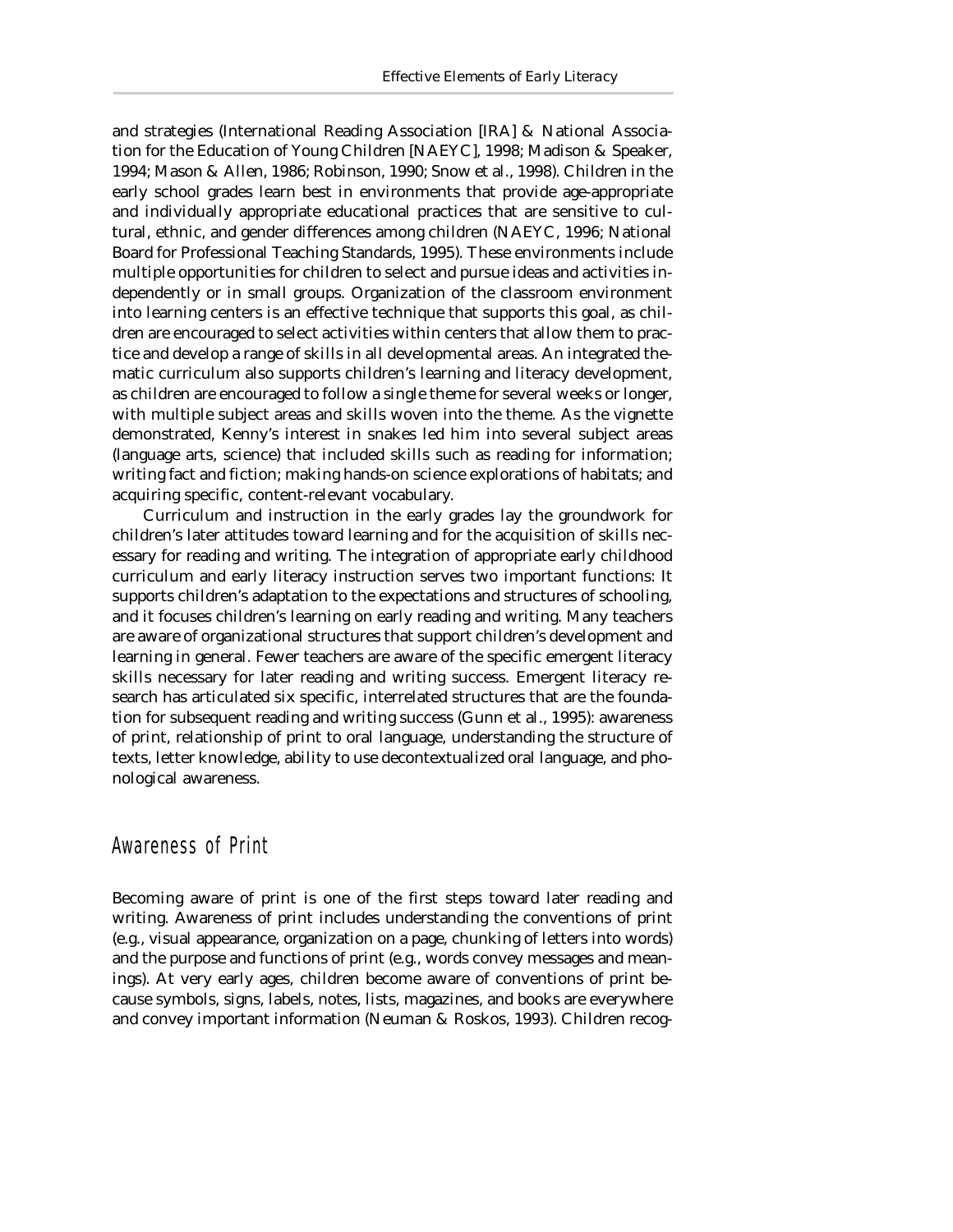and strategies (International Reading Association [IRA] & National Association for the Education of Young Children [NAEYC], 1998; Madison & Speaker, 1994; Mason & Allen, 1986; Robinson, 1990; Snow et al., 1998). Children in the early school grades learn best in environments that provide age-appropriate and individually appropriate educational practices that are sensitive to cultural, ethnic, and gender differences among children (NAEYC, 1996; National Board for Professional Teaching Standards, 1995). These environments include multiple opportunities for children to select and pursue ideas and activities independently or in small groups. Organization of the classroom environment into learning centers is an effective technique that supports this goal, as children are encouraged to select activities within centers that allow them to practice and develop a range of skills in all developmental areas. An integrated thematic curriculum also supports children's learning and literacy development, as children are encouraged to follow a single theme for several weeks or longer, with multiple subject areas and skills woven into the theme. As the vignette demonstrated, Kenny's interest in snakes led him into several subject areas (language arts, science) that included skills such as reading for information; writing fact and fiction; making hands-on science explorations of habitats; and acquiring specific, content-relevant vocabulary.

Curriculum and instruction in the early grades lay the groundwork for children's later attitudes toward learning and for the acquisition of skills necessary for reading and writing. The integration of appropriate early childhood curriculum and early literacy instruction serves two important functions: It supports children's adaptation to the expectations and structures of schooling, and it focuses children's learning on early reading and writing. Many teachers are aware of organizational structures that support children's development and learning in general. Fewer teachers are aware of the specific emergent literacy skills necessary for later reading and writing success. Emergent literacy research has articulated six specific, interrelated structures that are the foundation for subsequent reading and writing success (Gunn et al., 1995): awareness of print, relationship of print to oral language, understanding the structure of texts, letter knowledge, ability to use decontextualized oral language, and phonological awareness.

## Awareness of Print

Becoming aware of print is one of the first steps toward later reading and writing. Awareness of print includes understanding the conventions of print (e.g., visual appearance, organization on a page, chunking of letters into words) and the purpose and functions of print (e.g., words convey messages and meanings). At very early ages, children become aware of conventions of print because symbols, signs, labels, notes, lists, magazines, and books are everywhere and convey important information (Neuman & Roskos, 1993). Children recog-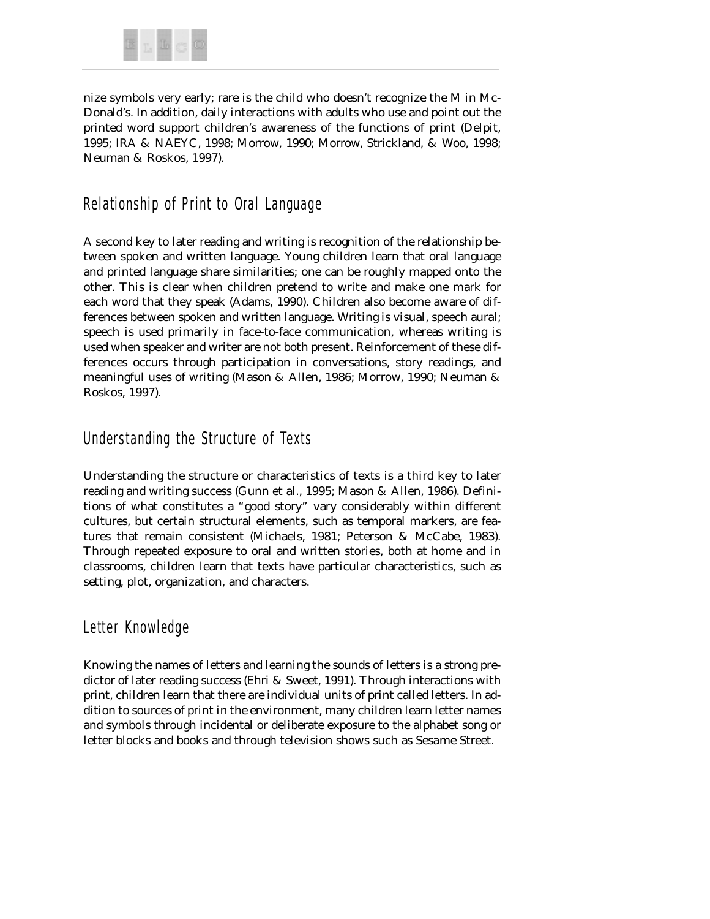nize symbols very early; rare is the child who doesn't recognize the M in McDonald's. In addition, daily interactions with adults who use and point out the printed word support children's awareness of the functions of print (Delpit, 1995; IRA & NAEYC, 1998; Morrow, 1990; Morrow, Strickland, & Woo, 1998; Neuman & Roskos, 1997).

## Relationship of Print to Oral Language

A second key to later reading and writing is recognition of the relationship between spoken and written language. Young children learn that oral language and printed language share similarities; one can be roughly mapped onto the other. This is clear when children pretend to write and make one mark for each word that they speak (Adams, 1990). Children also become aware of differences between spoken and written language. Writing is visual, speech aural; speech is used primarily in face-to-face communication, whereas writing is used when speaker and writer are not both present. Reinforcement of these differences occurs through participation in conversations, story readings, and meaningful uses of writing (Mason & Allen, 1986; Morrow, 1990; Neuman & Roskos, 1997).

## Understanding the Structure of Texts

Understanding the structure or characteristics of texts is a third key to later reading and writing success (Gunn et al., 1995; Mason & Allen, 1986). Definitions of what constitutes a "good story" vary considerably within different cultures, but certain structural elements, such as temporal markers, are features that remain consistent (Michaels, 1981; Peterson & McCabe, 1983). Through repeated exposure to oral and written stories, both at home and in classrooms, children learn that texts have particular characteristics, such as setting, plot, organization, and characters.

## Letter Knowledge

Knowing the names of letters and learning the sounds of letters is a strong predictor of later reading success (Ehri & Sweet, 1991). Through interactions with print, children learn that there are individual units of print called letters. In addition to sources of print in the environment, many children learn letter names and symbols through incidental or deliberate exposure to the alphabet song or letter blocks and books and through television shows such as Sesame Street.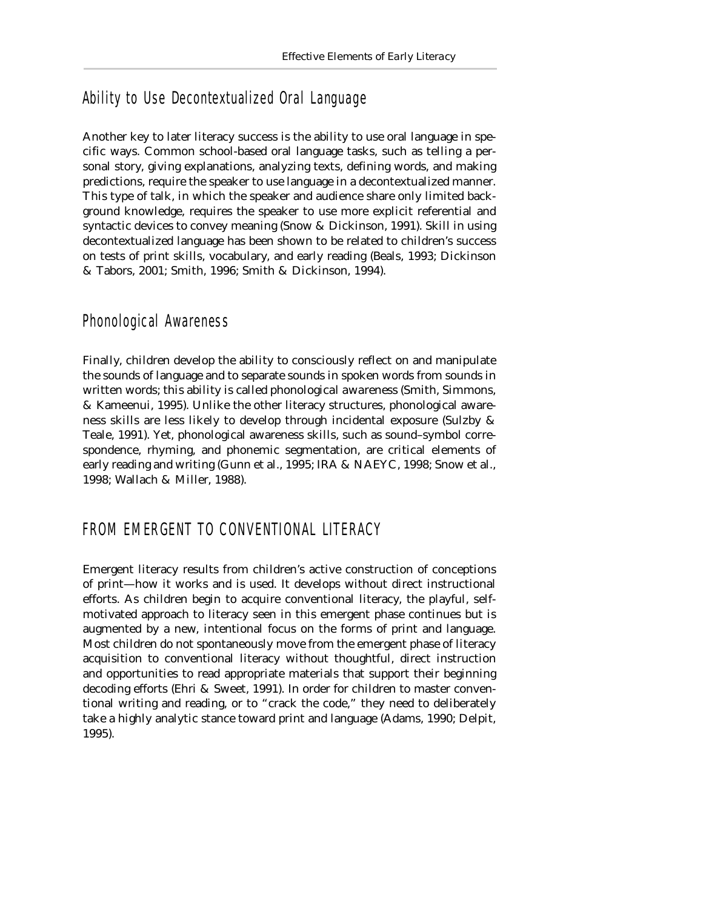## Ability to Use Decontextualized Oral Language

Another key to later literacy success is the ability to use oral language in specific ways. Common school-based oral language tasks, such as telling a personal story, giving explanations, analyzing texts, defining words, and making predictions, require the speaker to use language in a decontextualized manner. This type of talk, in which the speaker and audience share only limited background knowledge, requires the speaker to use more explicit referential and syntactic devices to convey meaning (Snow & Dickinson, 1991). Skill in using decontextualized language has been shown to be related to children's success on tests of print skills, vocabulary, and early reading (Beals, 1993; Dickinson & Tabors, 2001; Smith, 1996; Smith & Dickinson, 1994).

## Phonological Awareness

Finally, children develop the ability to consciously reflect on and manipulate the sounds of language and to separate sounds in spoken words from sounds in written words; this ability is called *phonological awareness* (Smith, Simmons, & Kameenui, 1995). Unlike the other literacy structures, phonological awareness skills are less likely to develop through incidental exposure (Sulzby & Teale, 1991). Yet, phonological awareness skills, such as sound–symbol correspondence, rhyming, and phonemic segmentation, are critical elements of early reading and writing (Gunn et al., 1995; IRA & NAEYC, 1998; Snow et al., 1998; Wallach & Miller, 1988).

# FROM EMERGENT TO CONVENTIONAL LITERACY

Emergent literacy results from children's active construction of conceptions of print—how it works and is used. It develops without direct instructional efforts. As children begin to acquire conventional literacy, the playful, self-motivated approach to literacy seen in this emergent phase continues but is augmented by a new, intentional focus on the forms of print and language. Most children do not spontaneously move from the emergent phase of literacy acquisition to conventional literacy without thoughtful, direct instruction and opportunities to read appropriate materials that support their beginning decoding efforts (Ehri & Sweet, 1991). In order for children to master conventional writing and reading, or to "crack the code," they need to deliberately take a highly analytic stance toward print and language (Adams, 1990; Delpit, 1995).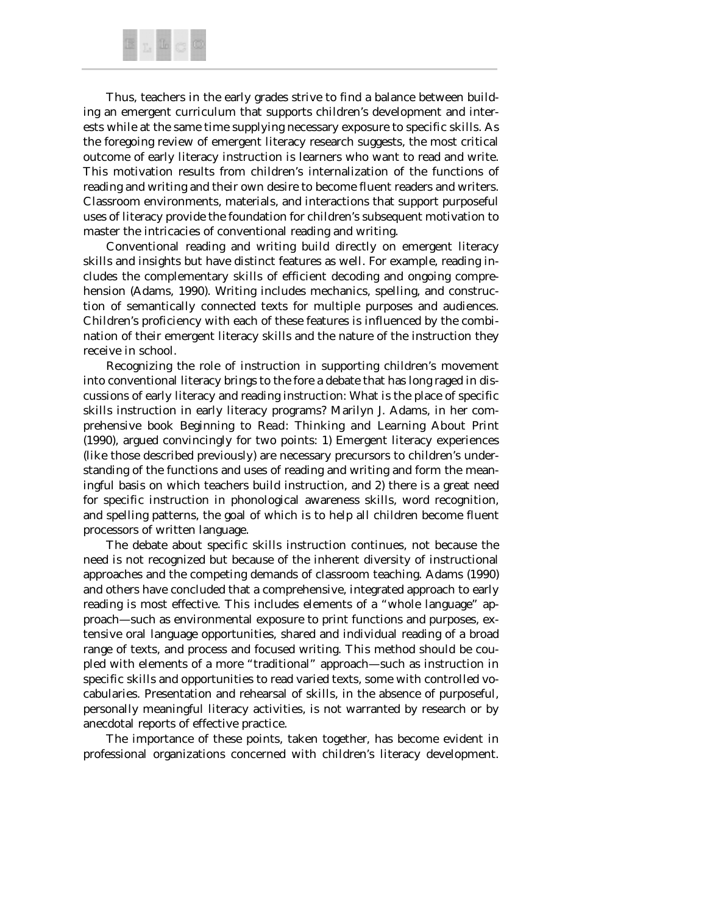Thus, teachers in the early grades strive to find a balance between building an emergent curriculum that supports children's development and interests while at the same time supplying necessary exposure to specific skills. As the foregoing review of emergent literacy research suggests, the most critical outcome of early literacy instruction is learners who want to read and write. This motivation results from children's internalization of the functions of reading and writing and their own desire to become fluent readers and writers. Classroom environments, materials, and interactions that support purposeful uses of literacy provide the foundation for children's subsequent motivation to master the intricacies of conventional reading and writing.

Conventional reading and writing build directly on emergent literacy skills and insights but have distinct features as well. For example, reading includes the complementary skills of efficient decoding and ongoing comprehension (Adams, 1990). Writing includes mechanics, spelling, and construction of semantically connected texts for multiple purposes and audiences. Children's proficiency with each of these features is influenced by the combination of their emergent literacy skills and the nature of the instruction they receive in school.

Recognizing the role of instruction in supporting children's movement into conventional literacy brings to the fore a debate that has long raged in discussions of early literacy and reading instruction: What is the place of specific skills instruction in early literacy programs? Marilyn J. Adams, in her comprehensive book *Beginning to Read: Thinking and Learning About Print* (1990), argued convincingly for two points: 1) Emergent literacy experiences (like those described previously) are necessary precursors to children's understanding of the functions and uses of reading and writing and form the meaningful basis on which teachers build instruction, and 2) there is a great need for specific instruction in phonological awareness skills, word recognition, and spelling patterns, the goal of which is to help all children become fluent processors of written language.

The debate about specific skills instruction continues, not because the need is not recognized but because of the inherent diversity of instructional approaches and the competing demands of classroom teaching. Adams (1990) and others have concluded that a comprehensive, integrated approach to early reading is most effective. This includes elements of a "whole language" approach—such as environmental exposure to print functions and purposes, extensive oral language opportunities, shared and individual reading of a broad range of texts, and process and focused writing. This method should be coupled with elements of a more "traditional" approach—such as instruction in specific skills and opportunities to read varied texts, some with controlled vocabularies. Presentation and rehearsal of skills, in the absence of purposeful, personally meaningful literacy activities, is not warranted by research or by anecdotal reports of effective practice.

The importance of these points, taken together, has become evident in professional organizations concerned with children's literacy development.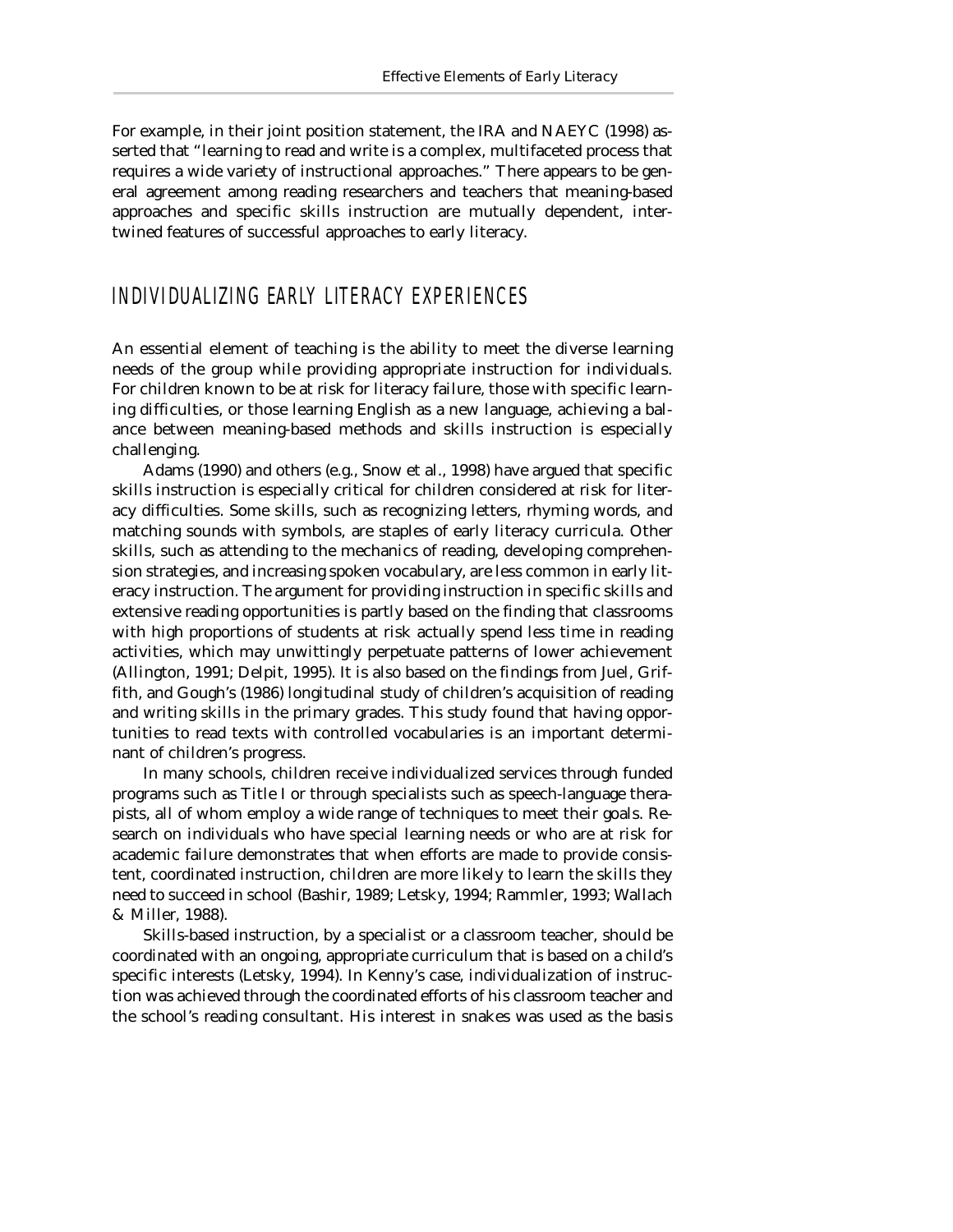For example, in their joint position statement, the IRA and NAEYC (1998) asserted that "learning to read and write is a complex, multifaceted process that requires a wide variety of instructional approaches." There appears to be general agreement among reading researchers and teachers that meaning-based approaches and specific skills instruction are mutually dependent, intertwined features of successful approaches to early literacy.

## INDIVIDUALIZING EARLY LITERACY EXPERIENCES

An essential element of teaching is the ability to meet the diverse learning needs of the group while providing appropriate instruction for individuals. For children known to be at risk for literacy failure, those with specific learning difficulties, or those learning English as a new language, achieving a balance between meaning-based methods and skills instruction is especially challenging.

Adams (1990) and others (e.g., Snow et al., 1998) have argued that specific skills instruction is especially critical for children considered at risk for literacy difficulties. Some skills, such as recognizing letters, rhyming words, and matching sounds with symbols, are staples of early literacy curricula. Other skills, such as attending to the mechanics of reading, developing comprehension strategies, and increasing spoken vocabulary, are less common in early literacy instruction. The argument for providing instruction in specific skills and extensive reading opportunities is partly based on the finding that classrooms with high proportions of students at risk actually spend less time in reading activities, which may unwittingly perpetuate patterns of lower achievement (Allington, 1991; Delpit, 1995). It is also based on the findings from Juel, Griffith, and Gough's (1986) longitudinal study of children's acquisition of reading and writing skills in the primary grades. This study found that having opportunities to read texts with controlled vocabularies is an important determinant of children's progress.

In many schools, children receive individualized services through funded programs such as Title I or through specialists such as speech-language therapists, all of whom employ a wide range of techniques to meet their goals. Research on individuals who have special learning needs or who are at risk for academic failure demonstrates that when efforts are made to provide consistent, coordinated instruction, children are more likely to learn the skills they need to succeed in school (Bashir, 1989; Letsky, 1994; Rammler, 1993; Wallach & Miller, 1988).

Skills-based instruction, by a specialist or a classroom teacher, should be coordinated with an ongoing, appropriate curriculum that is based on a child's specific interests (Letsky, 1994). In Kenny's case, individualization of instruction was achieved through the coordinated efforts of his classroom teacher and the school's reading consultant. His interest in snakes was used as the basis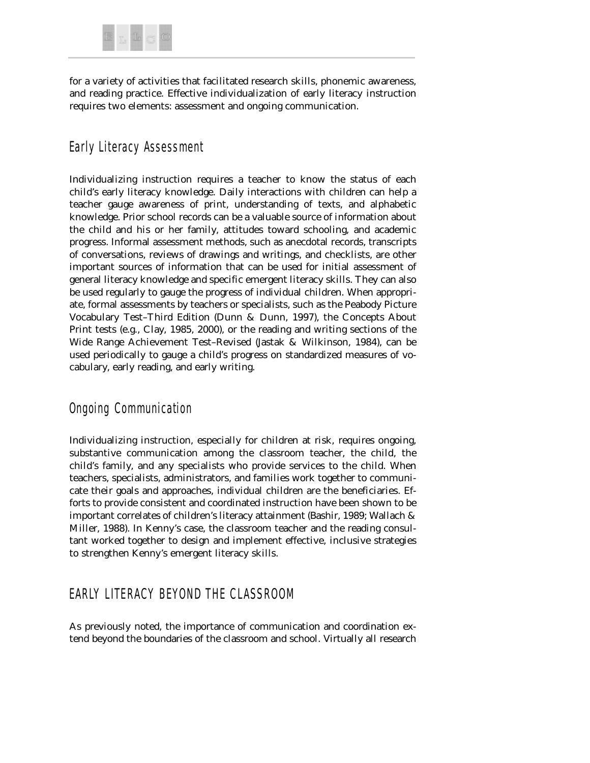for a variety of activities that facilitated research skills, phonemic awareness, and reading practice. Effective individualization of early literacy instruction requires two elements: assessment and ongoing communication.

### Early Literacy Assessment

Individualizing instruction requires a teacher to know the status of each child's early literacy knowledge. Daily interactions with children can help a teacher gauge awareness of print, understanding of texts, and alphabetic knowledge. Prior school records can be a valuable source of information about the child and his or her family, attitudes toward schooling, and academic progress. Informal assessment methods, such as anecdotal records, transcripts of conversations, reviews of drawings and writings, and checklists, are other important sources of information that can be used for initial assessment of general literacy knowledge and specific emergent literacy skills. They can also be used regularly to gauge the progress of individual children. When appropriate, formal assessments by teachers or specialists, such as the Peabody Picture Vocabulary Test–Third Edition (Dunn & Dunn, 1997), the Concepts About Print tests (e.g., Clay, 1985, 2000), or the reading and writing sections of the Wide Range Achievement Test–Revised (Jastak & Wilkinson, 1984), can be used periodically to gauge a child's progress on standardized measures of vocabulary, early reading, and early writing.

### Ongoing Communication

Individualizing instruction, especially for children at risk, requires ongoing, substantive communication among the classroom teacher, the child, the child's family, and any specialists who provide services to the child. When teachers, specialists, administrators, and families work together to communicate their goals and approaches, individual children are the beneficiaries. Efforts to provide consistent and coordinated instruction have been shown to be important correlates of children's literacy attainment (Bashir, 1989; Wallach & Miller, 1988). In Kenny's case, the classroom teacher and the reading consultant worked together to design and implement effective, inclusive strategies to strengthen Kenny's emergent literacy skills.

## EARLY LITERACY BEYOND THE CLASSROOM

As previously noted, the importance of communication and coordination extend beyond the boundaries of the classroom and school. Virtually all research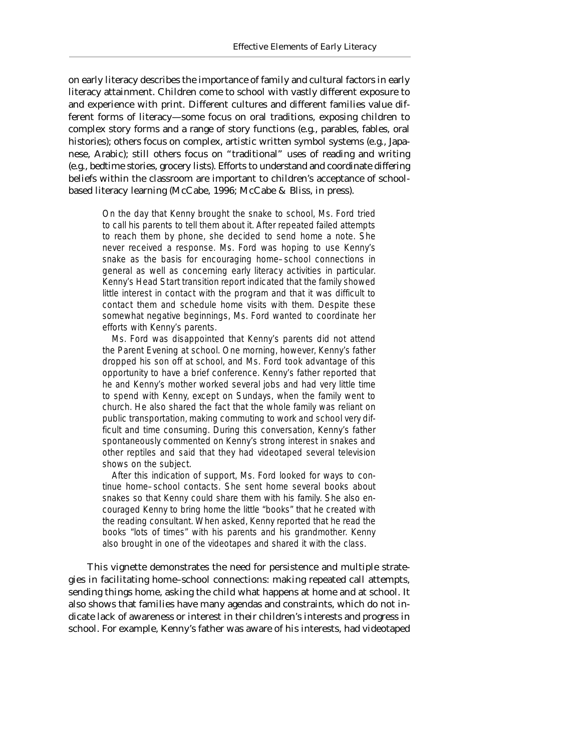on early literacy describes the importance of family and cultural factors in early literacy attainment. Children come to school with vastly different exposure to and experience with print. Different cultures and different families value different forms of literacy—some focus on oral traditions, exposing children to complex story forms and a range of story functions (e.g., parables, fables, oral histories); others focus on complex, artistic written symbol systems (e.g., Japanese, Arabic); still others focus on "traditional" uses of reading and writing (e.g., bedtime stories, grocery lists). Efforts to understand and coordinate differing beliefs within the classroom are important to children's acceptance of school-based literacy learning (McCabe, 1996; McCabe & Bliss, in press).

> On the day that Kenny brought the snake to school, Ms. Ford tried to call his parents to tell them about it. After repeated failed attempts to reach them by phone, she decided to send home a note. She never received a response. Ms. Ford was hoping to use Kenny's snake as the basis for encouraging home–school connections in general as well as concerning early literacy activities in particular. Kenny's Head Start transition report indicated that the family showed little interest in contact with the program and that it was difficult to contact them and schedule home visits with them. Despite these somewhat negative beginnings, Ms. Ford wanted to coordinate her efforts with Kenny's parents.
>
> Ms. Ford was disappointed that Kenny's parents did not attend the Parent Evening at school. One morning, however, Kenny's father dropped his son off at school, and Ms. Ford took advantage of this opportunity to have a brief conference. Kenny's father reported that he and Kenny's mother worked several jobs and had very little time to spend with Kenny, except on Sundays, when the family went to church. He also shared the fact that the whole family was reliant on public transportation, making commuting to work and school very difficult and time consuming. During this conversation, Kenny's father spontaneously commented on Kenny's strong interest in snakes and other reptiles and said that they had videotaped several television shows on the subject.
>
> After this indication of support, Ms. Ford looked for ways to continue home–school contacts. She sent home several books about snakes so that Kenny could share them with his family. She also encouraged Kenny to bring home the little "books" that he created with the reading consultant. When asked, Kenny reported that he read the books "lots of times" with his parents and his grandmother. Kenny also brought in one of the videotapes and shared it with the class.

This vignette demonstrates the need for persistence and multiple strategies in facilitating home–school connections: making repeated call attempts, sending things home, asking the child what happens at home and at school. It also shows that families have many agendas and constraints, which do not indicate lack of awareness or interest in their children's interests and progress in school. For example, Kenny's father was aware of his interests, had videotaped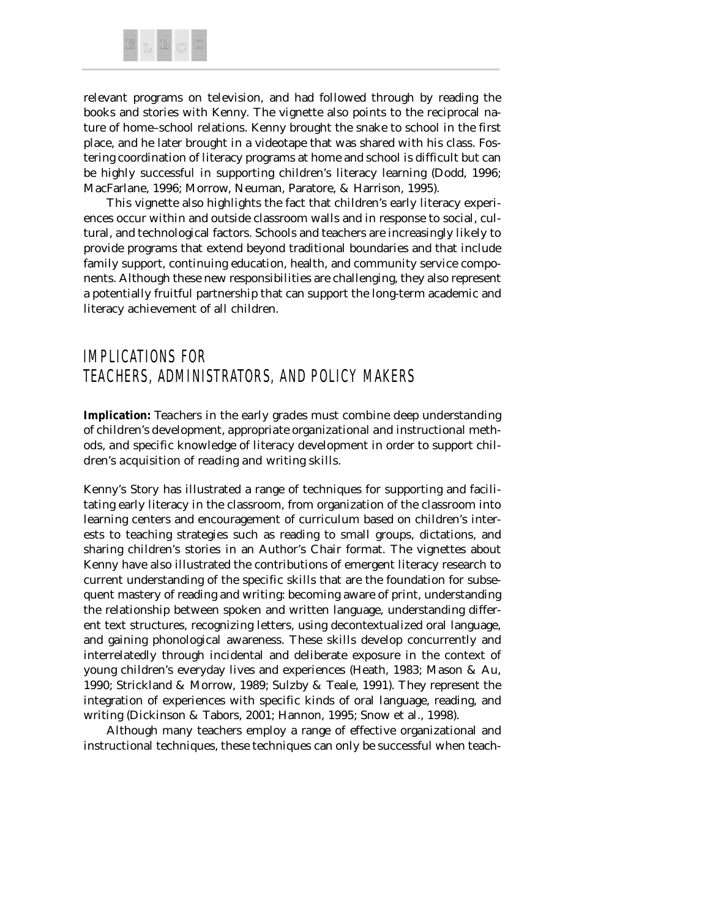relevant programs on television, and had followed through by reading the books and stories with Kenny. The vignette also points to the reciprocal nature of home–school relations. Kenny brought the snake to school in the first place, and he later brought in a videotape that was shared with his class. Fostering coordination of literacy programs at home and school is difficult but can be highly successful in supporting children's literacy learning (Dodd, 1996; MacFarlane, 1996; Morrow, Neuman, Paratore, & Harrison, 1995).

This vignette also highlights the fact that children's early literacy experiences occur within and outside classroom walls and in response to social, cultural, and technological factors. Schools and teachers are increasingly likely to provide programs that extend beyond traditional boundaries and that include family support, continuing education, health, and community service components. Although these new responsibilities are challenging, they also represent a potentially fruitful partnership that can support the long-term academic and literacy achievement of all children.

## IMPLICATIONS FOR TEACHERS, ADMINISTRATORS, AND POLICY MAKERS

**Implication:** Teachers in the early grades must combine deep understanding of children's development, appropriate organizational and instructional methods, and specific knowledge of literacy development in order to support children's acquisition of reading and writing skills.

Kenny's Story has illustrated a range of techniques for supporting and facilitating early literacy in the classroom, from organization of the classroom into learning centers and encouragement of curriculum based on children's interests to teaching strategies such as reading to small groups, dictations, and sharing children's stories in an Author's Chair format. The vignettes about Kenny have also illustrated the contributions of emergent literacy research to current understanding of the specific skills that are the foundation for subsequent mastery of reading and writing: becoming aware of print, understanding the relationship between spoken and written language, understanding different text structures, recognizing letters, using decontextualized oral language, and gaining phonological awareness. These skills develop concurrently and interrelatedly through incidental and deliberate exposure in the context of young children's everyday lives and experiences (Heath, 1983; Mason & Au, 1990; Strickland & Morrow, 1989; Sulzby & Teale, 1991). They represent the integration of experiences with specific kinds of oral language, reading, and writing (Dickinson & Tabors, 2001; Hannon, 1995; Snow et al., 1998).

Although many teachers employ a range of effective organizational and instructional techniques, these techniques can only be successful when teach-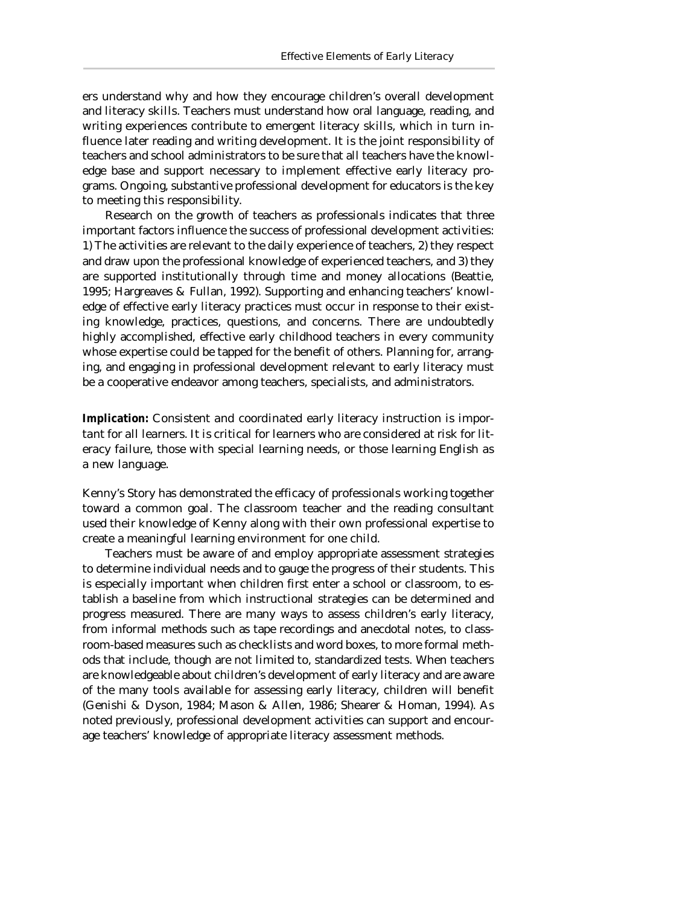ers understand why and how they encourage children's overall development and literacy skills. Teachers must understand how oral language, reading, and writing experiences contribute to emergent literacy skills, which in turn influence later reading and writing development. It is the joint responsibility of teachers and school administrators to be sure that all teachers have the knowledge base and support necessary to implement effective early literacy programs. Ongoing, substantive professional development for educators is the key to meeting this responsibility.

Research on the growth of teachers as professionals indicates that three important factors influence the success of professional development activities: 1) The activities are relevant to the daily experience of teachers, 2) they respect and draw upon the professional knowledge of experienced teachers, and 3) they are supported institutionally through time and money allocations (Beattie, 1995; Hargreaves & Fullan, 1992). Supporting and enhancing teachers' knowledge of effective early literacy practices must occur in response to their existing knowledge, practices, questions, and concerns. There are undoubtedly highly accomplished, effective early childhood teachers in every community whose expertise could be tapped for the benefit of others. Planning for, arranging, and engaging in professional development relevant to early literacy must be a cooperative endeavor among teachers, specialists, and administrators.

**Implication:** *Consistent and coordinated early literacy instruction is important for all learners. It is critical for learners who are considered at risk for literacy failure, those with special learning needs, or those learning English as a new language.*

Kenny's Story has demonstrated the efficacy of professionals working together toward a common goal. The classroom teacher and the reading consultant used their knowledge of Kenny along with their own professional expertise to create a meaningful learning environment for one child.

Teachers must be aware of and employ appropriate assessment strategies to determine individual needs and to gauge the progress of their students. This is especially important when children first enter a school or classroom, to establish a baseline from which instructional strategies can be determined and progress measured. There are many ways to assess children's early literacy, from informal methods such as tape recordings and anecdotal notes, to classroom-based measures such as checklists and word boxes, to more formal methods that include, though are not limited to, standardized tests. When teachers are knowledgeable about children's development of early literacy and are aware of the many tools available for assessing early literacy, children will benefit (Genishi & Dyson, 1984; Mason & Allen, 1986; Shearer & Homan, 1994). As noted previously, professional development activities can support and encourage teachers' knowledge of appropriate literacy assessment methods.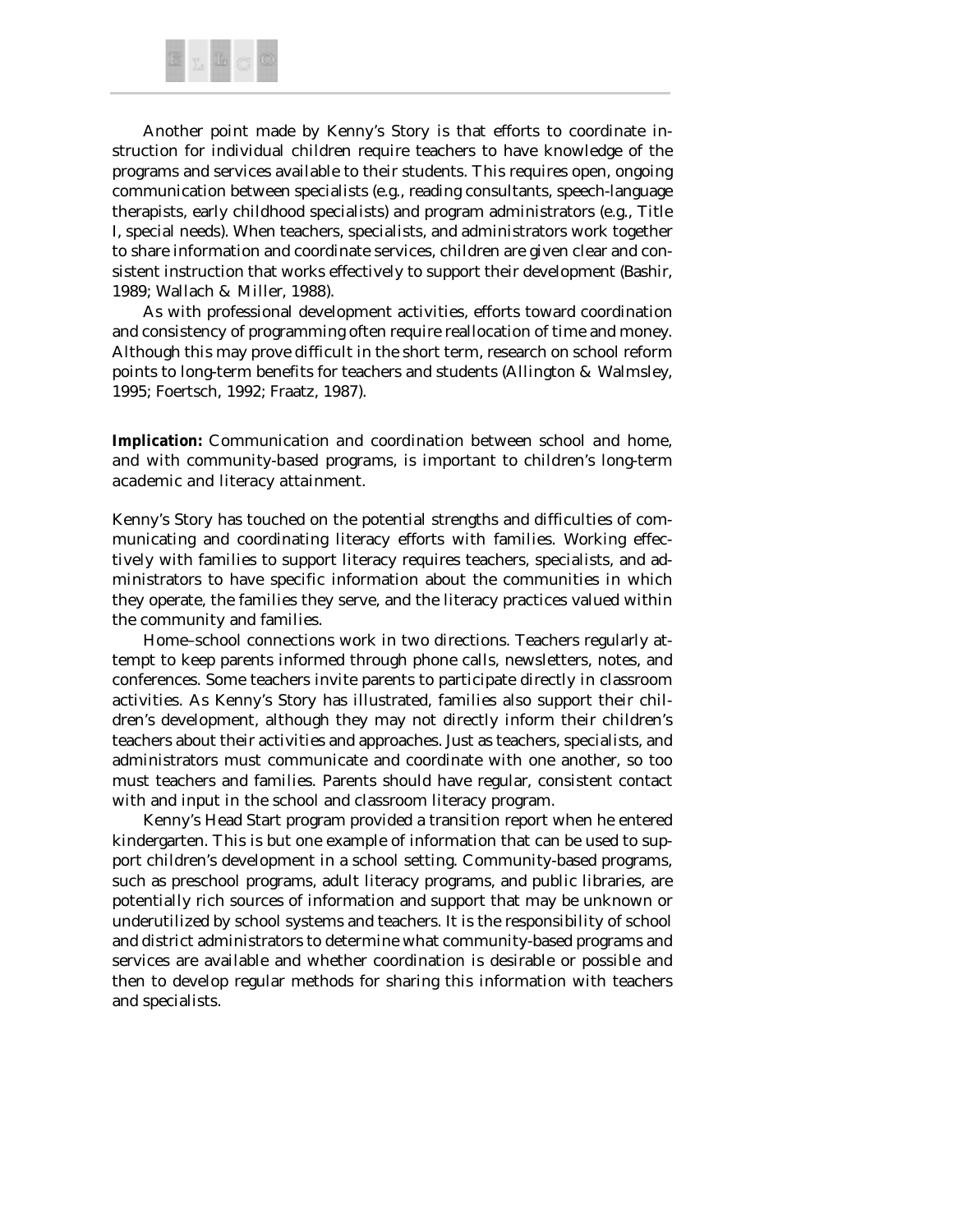Another point made by Kenny's Story is that efforts to coordinate instruction for individual children require teachers to have knowledge of the programs and services available to their students. This requires open, ongoing communication between specialists (e.g., reading consultants, speech-language therapists, early childhood specialists) and program administrators (e.g., Title I, special needs). When teachers, specialists, and administrators work together to share information and coordinate services, children are given clear and consistent instruction that works effectively to support their development (Bashir, 1989; Wallach & Miller, 1988).

As with professional development activities, efforts toward coordination and consistency of programming often require reallocation of time and money. Although this may prove difficult in the short term, research on school reform points to long-term benefits for teachers and students (Allington & Walmsley, 1995; Foertsch, 1992; Fraatz, 1987).

**Implication:** Communication and coordination between school and home, and with community-based programs, is important to children's long-term academic and literacy attainment.

Kenny's Story has touched on the potential strengths and difficulties of communicating and coordinating literacy efforts with families. Working effectively with families to support literacy requires teachers, specialists, and administrators to have specific information about the communities in which they operate, the families they serve, and the literacy practices valued within the community and families.

Home–school connections work in two directions. Teachers regularly attempt to keep parents informed through phone calls, newsletters, notes, and conferences. Some teachers invite parents to participate directly in classroom activities. As Kenny's Story has illustrated, families also support their children's development, although they may not directly inform their children's teachers about their activities and approaches. Just as teachers, specialists, and administrators must communicate and coordinate with one another, so too must teachers and families. Parents should have regular, consistent contact with and input in the school and classroom literacy program.

Kenny's Head Start program provided a transition report when he entered kindergarten. This is but one example of information that can be used to support children's development in a school setting. Community-based programs, such as preschool programs, adult literacy programs, and public libraries, are potentially rich sources of information and support that may be unknown or underutilized by school systems and teachers. It is the responsibility of school and district administrators to determine what community-based programs and services are available and whether coordination is desirable or possible and then to develop regular methods for sharing this information with teachers and specialists.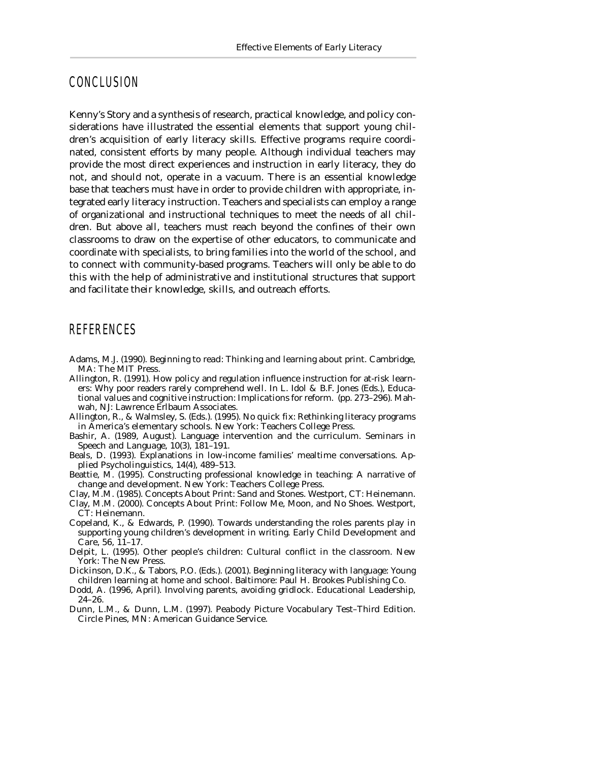## CONCLUSION

Kenny's Story and a synthesis of research, practical knowledge, and policy considerations have illustrated the essential elements that support young children's acquisition of early literacy skills. Effective programs require coordinated, consistent efforts by many people. Although individual teachers may provide the most direct experiences and instruction in early literacy, they do not, and should not, operate in a vacuum. There is an essential knowledge base that teachers must have in order to provide children with appropriate, integrated early literacy instruction. Teachers and specialists can employ a range of organizational and instructional techniques to meet the needs of all children. But above all, teachers must reach beyond the confines of their own classrooms to draw on the expertise of other educators, to communicate and coordinate with specialists, to bring families into the world of the school, and to connect with community-based programs. Teachers will only be able to do this with the help of administrative and institutional structures that support and facilitate their knowledge, skills, and outreach efforts.

## REFERENCES

Adams, M.J. (1990). Beginning to read: Thinking and learning about print. Cambridge, MA: The MIT Press.

Allington, R. (1991). How policy and regulation influence instruction for at-risk learners: Why poor readers rarely comprehend well. In L. Idol & B.F. Jones (Eds.), Educational values and cognitive instruction: Implications for reform. (pp. 273–296). Mahwah, NJ: Lawrence Erlbaum Associates.

Allington, R., & Walmsley, S. (Eds.). (1995). No quick fix: Rethinking literacy programs in America's elementary schools. New York: Teachers College Press.

Bashir, A. (1989, August). Language intervention and the curriculum. Seminars in Speech and Language, 10(3), 181–191.

Beals, D. (1993). Explanations in low-income families' mealtime conversations. Applied Psycholinguistics, 14(4), 489–513.

Beattie, M. (1995). Constructing professional knowledge in teaching: A narrative of change and development. New York: Teachers College Press.

Clay, M.M. (1985). Concepts About Print: Sand and Stones. Westport, CT: Heinemann.

Clay, M.M. (2000). Concepts About Print: Follow Me, Moon, and No Shoes. Westport, CT: Heinemann.

Copeland, K., & Edwards, P. (1990). Towards understanding the roles parents play in supporting young children's development in writing. Early Child Development and Care, 56, 11–17.

Delpit, L. (1995). Other people's children: Cultural conflict in the classroom. New York: The New Press.

Dickinson, D.K., & Tabors, P.O. (Eds.). (2001). Beginning literacy with language: Young children learning at home and school. Baltimore: Paul H. Brookes Publishing Co.

Dodd, A. (1996, April). Involving parents, avoiding gridlock. Educational Leadership, 24–26.

Dunn, L.M., & Dunn, L.M. (1997). Peabody Picture Vocabulary Test–Third Edition. Circle Pines, MN: American Guidance Service.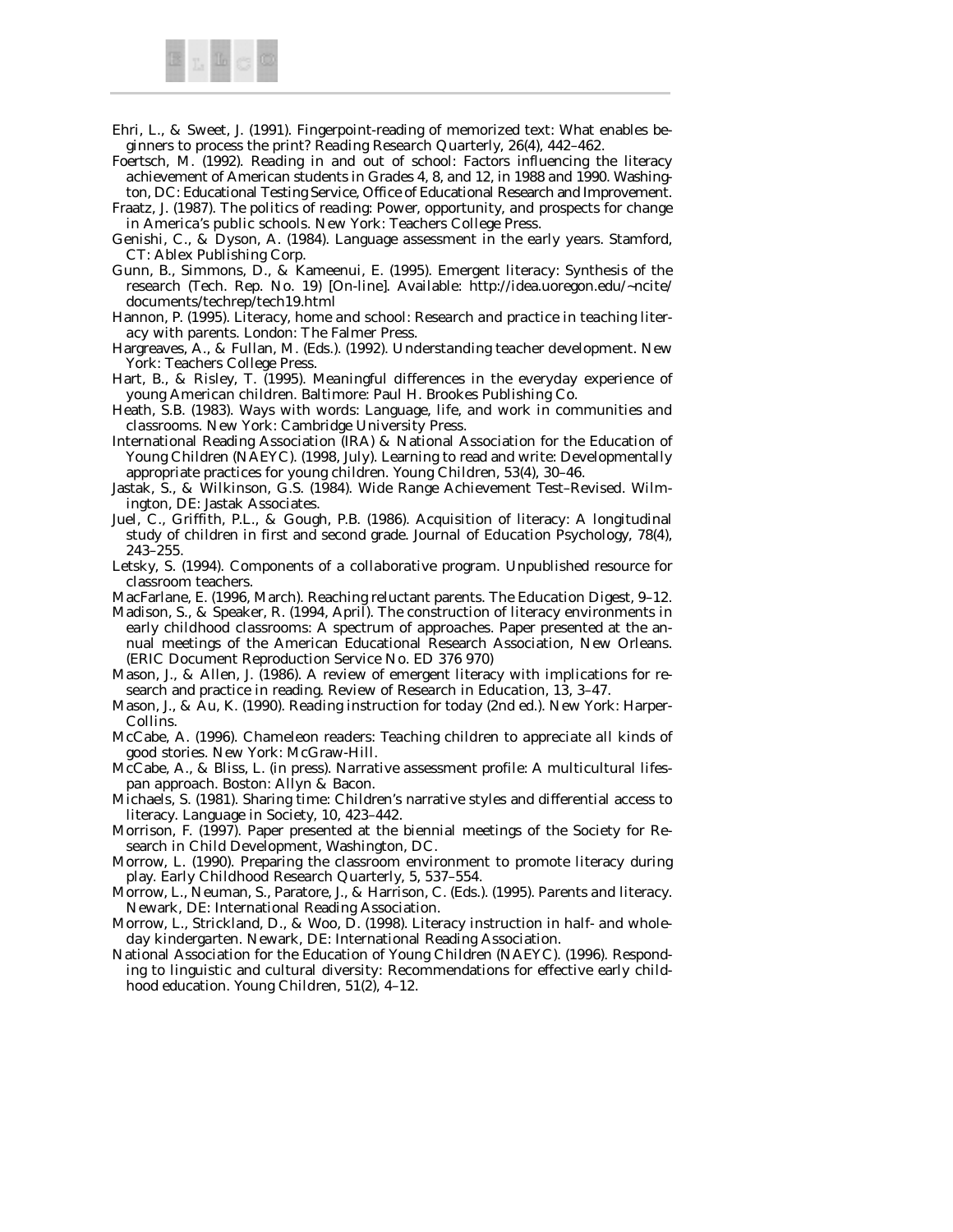Ehri, L., & Sweet, J. (1991). Fingerpoint-reading of memorized text: What enables beginners to process the print? Reading Research Quarterly, 26(4), 442–462.

Foertsch, M. (1992). Reading in and out of school: Factors influencing the literacy achievement of American students in Grades 4, 8, and 12, in 1988 and 1990. Washington, DC: Educational Testing Service, Office of Educational Research and Improvement.

Fraatz, J. (1987). The politics of reading: Power, opportunity, and prospects for change in America's public schools. New York: Teachers College Press.

Genishi, C., & Dyson, A. (1984). Language assessment in the early years. Stamford, CT: Ablex Publishing Corp.

Gunn, B., Simmons, D., & Kameenui, E. (1995). Emergent literacy: Synthesis of the research (Tech. Rep. No. 19) [On-line]. Available: http://idea.uoregon.edu/~ncite/documents/techrep/tech19.html

Hannon, P. (1995). Literacy, home and school: Research and practice in teaching literacy with parents. London: The Falmer Press.

Hargreaves, A., & Fullan, M. (Eds.). (1992). Understanding teacher development. New York: Teachers College Press.

Hart, B., & Risley, T. (1995). Meaningful differences in the everyday experience of young American children. Baltimore: Paul H. Brookes Publishing Co.

Heath, S.B. (1983). Ways with words: Language, life, and work in communities and classrooms. New York: Cambridge University Press.

International Reading Association (IRA) & National Association for the Education of Young Children (NAEYC). (1998, July). Learning to read and write: Developmentally appropriate practices for young children. Young Children, 53(4), 30–46.

Jastak, S., & Wilkinson, G.S. (1984). Wide Range Achievement Test–Revised. Wilmington, DE: Jastak Associates.

Juel, C., Griffith, P.L., & Gough, P.B. (1986). Acquisition of literacy: A longitudinal study of children in first and second grade. Journal of Education Psychology, 78(4), 243–255.

Letsky, S. (1994). Components of a collaborative program. Unpublished resource for classroom teachers.

MacFarlane, E. (1996, March). Reaching reluctant parents. The Education Digest, 9–12.

Madison, S., & Speaker, R. (1994, April). The construction of literacy environments in early childhood classrooms: A spectrum of approaches. Paper presented at the annual meetings of the American Educational Research Association, New Orleans. (ERIC Document Reproduction Service No. ED 376 970)

Mason, J., & Allen, J. (1986). A review of emergent literacy with implications for research and practice in reading. Review of Research in Education, 13, 3–47.

Mason, J., & Au, K. (1990). Reading instruction for today (2nd ed.). New York: HarperCollins.

McCabe, A. (1996). Chameleon readers: Teaching children to appreciate all kinds of good stories. New York: McGraw-Hill.

McCabe, A., & Bliss, L. (in press). Narrative assessment profile: A multicultural lifespan approach. Boston: Allyn & Bacon.

Michaels, S. (1981). Sharing time: Children's narrative styles and differential access to literacy. Language in Society, 10, 423–442.

Morrison, F. (1997). Paper presented at the biennial meetings of the Society for Research in Child Development, Washington, DC.

Morrow, L. (1990). Preparing the classroom environment to promote literacy during play. Early Childhood Research Quarterly, 5, 537–554.

Morrow, L., Neuman, S., Paratore, J., & Harrison, C. (Eds.). (1995). Parents and literacy. Newark, DE: International Reading Association.

Morrow, L., Strickland, D., & Woo, D. (1998). Literacy instruction in half- and whole-day kindergarten. Newark, DE: International Reading Association.

National Association for the Education of Young Children (NAEYC). (1996). Responding to linguistic and cultural diversity: Recommendations for effective early childhood education. Young Children, 51(2), 4–12.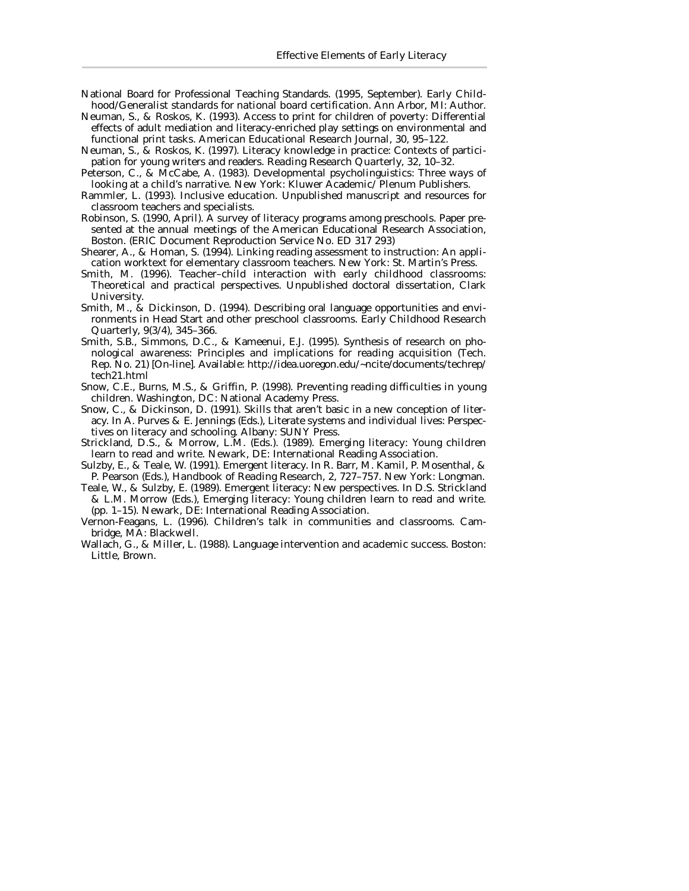National Board for Professional Teaching Standards. (1995, September). Early Childhood/Generalist standards for national board certification. Ann Arbor, MI: Author.

Neuman, S., & Roskos, K. (1993). Access to print for children of poverty: Differential effects of adult mediation and literacy-enriched play settings on environmental and functional print tasks. American Educational Research Journal, 30, 95–122.

Neuman, S., & Roskos, K. (1997). Literacy knowledge in practice: Contexts of participation for young writers and readers. Reading Research Quarterly, 32, 10–32.

Peterson, C., & McCabe, A. (1983). Developmental psycholinguistics: Three ways of looking at a child's narrative. New York: Kluwer Academic/ Plenum Publishers.

Rammler, L. (1993). Inclusive education. Unpublished manuscript and resources for classroom teachers and specialists.

Robinson, S. (1990, April). A survey of literacy programs among preschools. Paper presented at the annual meetings of the American Educational Research Association, Boston. (ERIC Document Reproduction Service No. ED 317 293)

Shearer, A., & Homan, S. (1994). Linking reading assessment to instruction: An application worktext for elementary classroom teachers. New York: St. Martin's Press.

Smith, M. (1996). Teacher–child interaction with early childhood classrooms: Theoretical and practical perspectives. Unpublished doctoral dissertation, Clark University.

Smith, M., & Dickinson, D. (1994). Describing oral language opportunities and environments in Head Start and other preschool classrooms. Early Childhood Research Quarterly, 9(3/4), 345–366.

Smith, S.B., Simmons, D.C., & Kameenui, E.J. (1995). Synthesis of research on phonological awareness: Principles and implications for reading acquisition (Tech. Rep. No. 21) [On-line]. Available: http://idea.uoregon.edu/~ncite/documents/techrep/tech21.html

Snow, C.E., Burns, M.S., & Griffin, P. (1998). Preventing reading difficulties in young children. Washington, DC: National Academy Press.

Snow, C., & Dickinson, D. (1991). Skills that aren't basic in a new conception of literacy. In A. Purves & E. Jennings (Eds.), Literate systems and individual lives: Perspectives on literacy and schooling. Albany: SUNY Press.

Strickland, D.S., & Morrow, L.M. (Eds.). (1989). Emerging literacy: Young children learn to read and write. Newark, DE: International Reading Association.

Sulzby, E., & Teale, W. (1991). Emergent literacy. In R. Barr, M. Kamil, P. Mosenthal, & P. Pearson (Eds.), Handbook of Reading Research, 2, 727–757. New York: Longman.

Teale, W., & Sulzby, E. (1989). Emergent literacy: New perspectives. In D.S. Strickland & L.M. Morrow (Eds.), Emerging literacy: Young children learn to read and write. (pp. 1–15). Newark, DE: International Reading Association.

Vernon-Feagans, L. (1996). Children's talk in communities and classrooms. Cambridge, MA: Blackwell.

Wallach, G., & Miller, L. (1988). Language intervention and academic success. Boston: Little, Brown.